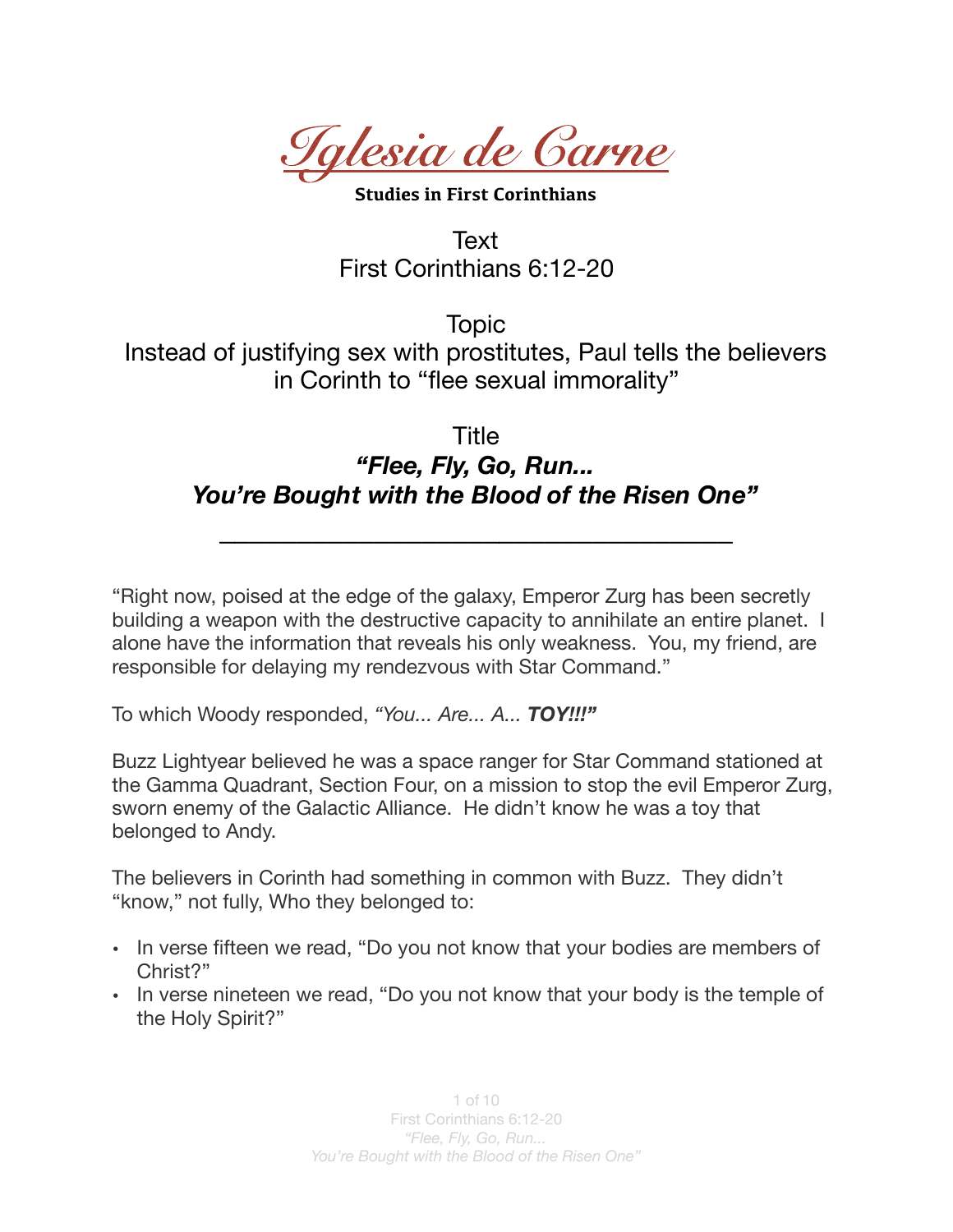# *Iglesia de Carne*

**Studies in First Corinthians**

Text
First Corinthians 6:12-20

Topic
Instead of justifying sex with prostitutes, Paul tells the believers in Corinth to "flee sexual immorality"

Title
***"Flee, Fly, Go, Run... You're Bought with the Blood of the Risen One"***

---

"Right now, poised at the edge of the galaxy, Emperor Zurg has been secretly building a weapon with the destructive capacity to annihilate an entire planet. I alone have the information that reveals his only weakness. You, my friend, are responsible for delaying my rendezvous with Star Command."

To which Woody responded, *"You... Are... A... **TOY!!!**"*

Buzz Lightyear believed he was a space ranger for Star Command stationed at the Gamma Quadrant, Section Four, on a mission to stop the evil Emperor Zurg, sworn enemy of the Galactic Alliance. He didn't know he was a toy that belonged to Andy.

The believers in Corinth had something in common with Buzz. They didn't "know," not fully, Who they belonged to:

- In verse fifteen we read, "Do you not know that your bodies are members of Christ?"
- In verse nineteen we read, "Do you not know that your body is the temple of the Holy Spirit?"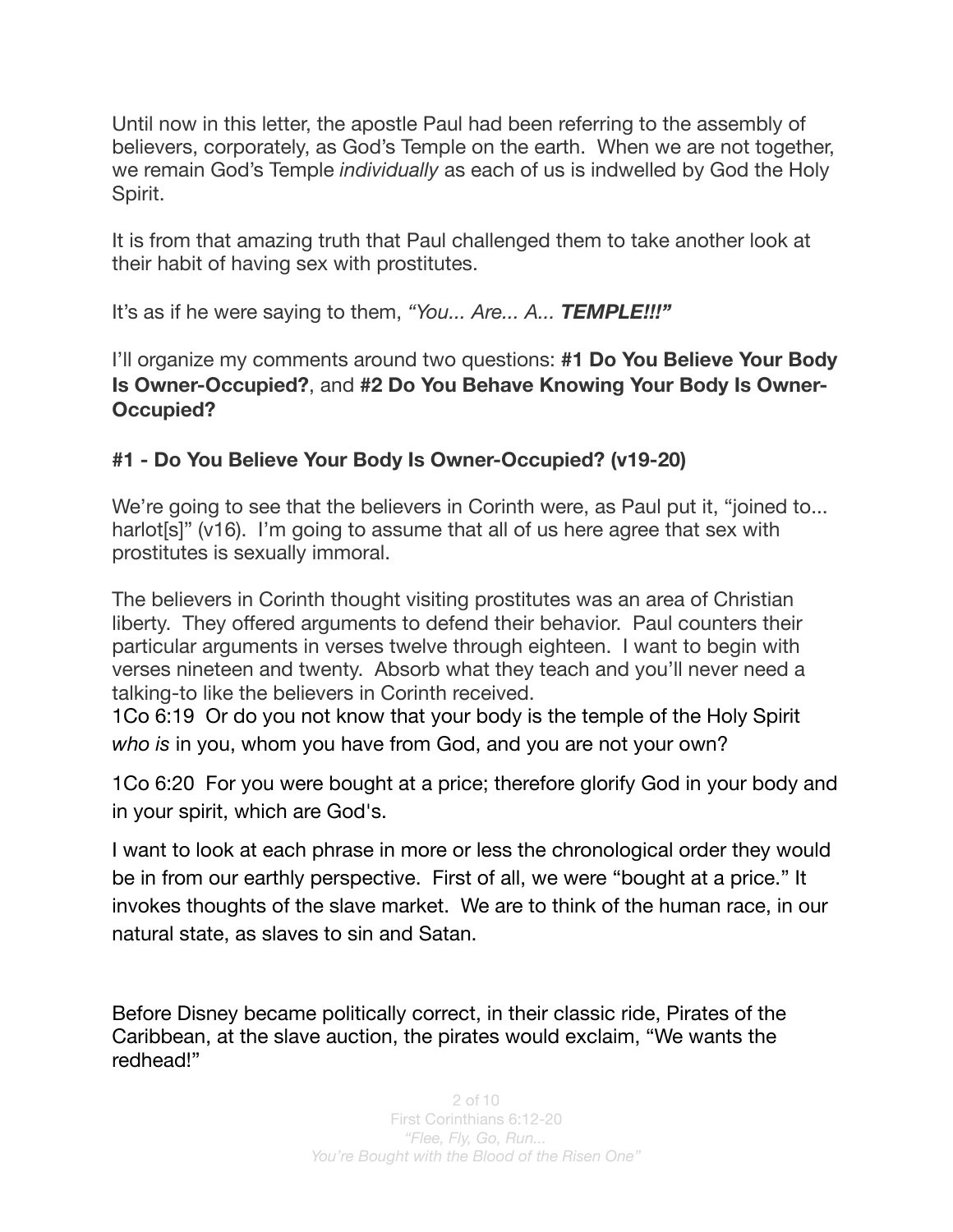Until now in this letter, the apostle Paul had been referring to the assembly of believers, corporately, as God's Temple on the earth. When we are not together, we remain God's Temple *individually* as each of us is indwelled by God the Holy Spirit.

It is from that amazing truth that Paul challenged them to take another look at their habit of having sex with prostitutes.

It's as if he were saying to them, *"You... Are... A... **TEMPLE!!!"***

I'll organize my comments around two questions: **#1 Do You Believe Your Body Is Owner-Occupied?**, and **#2 Do You Behave Knowing Your Body Is Owner-Occupied?**

**#1 - Do You Believe Your Body Is Owner-Occupied? (v19-20)**

We're going to see that the believers in Corinth were, as Paul put it, "joined to... harlot[s]" (v16). I'm going to assume that all of us here agree that sex with prostitutes is sexually immoral.

The believers in Corinth thought visiting prostitutes was an area of Christian liberty. They offered arguments to defend their behavior. Paul counters their particular arguments in verses twelve through eighteen. I want to begin with verses nineteen and twenty. Absorb what they teach and you'll never need a talking-to like the believers in Corinth received.

1Co 6:19 Or do you not know that your body is the temple of the Holy Spirit *who is* in you, whom you have from God, and you are not your own?

1Co 6:20 For you were bought at a price; therefore glorify God in your body and in your spirit, which are God's.

I want to look at each phrase in more or less the chronological order they would be in from our earthly perspective. First of all, we were "bought at a price." It invokes thoughts of the slave market. We are to think of the human race, in our natural state, as slaves to sin and Satan.

Before Disney became politically correct, in their classic ride, Pirates of the Caribbean, at the slave auction, the pirates would exclaim, "We wants the redhead!"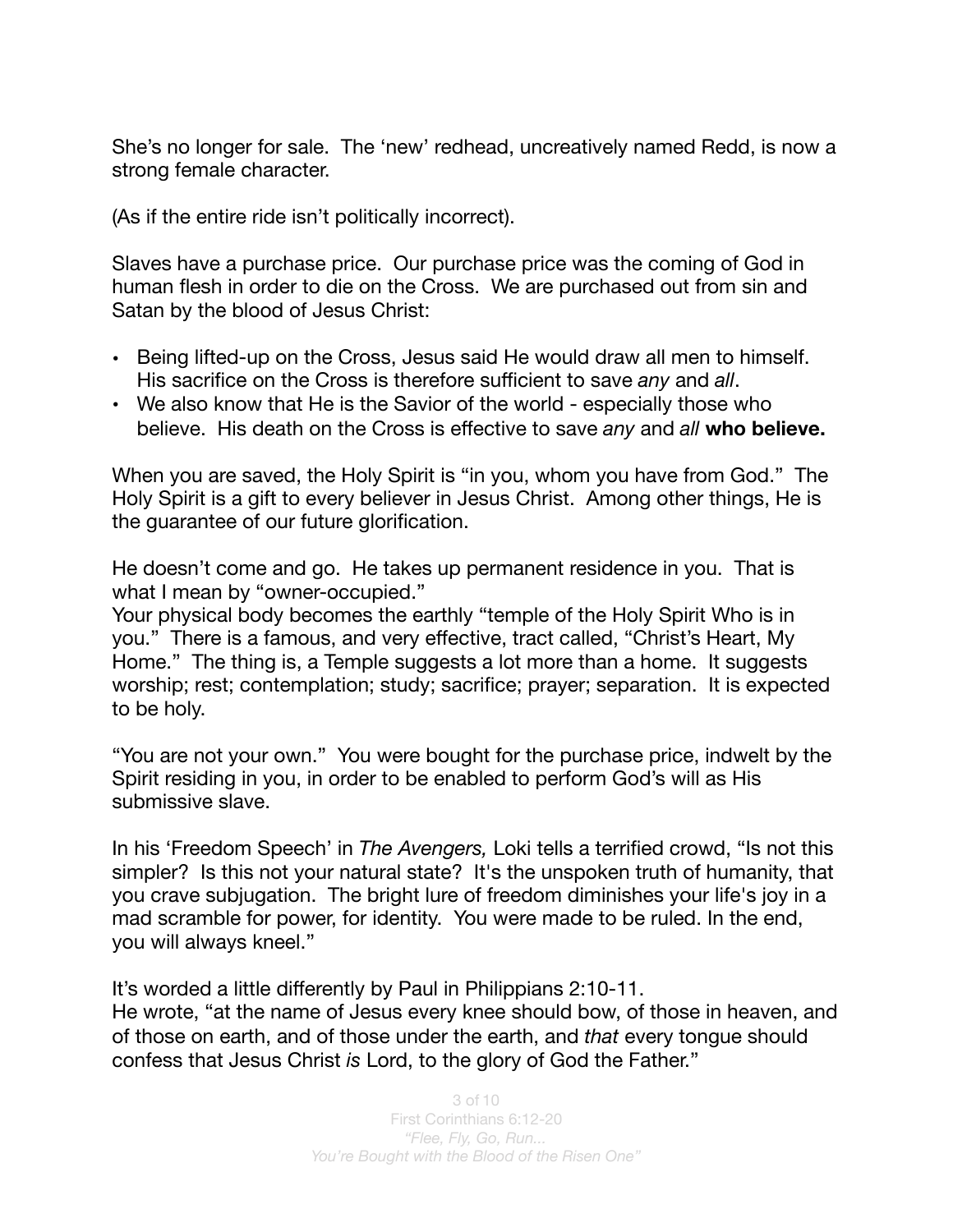She's no longer for sale. The 'new' redhead, uncreatively named Redd, is now a strong female character.

(As if the entire ride isn't politically incorrect).

Slaves have a purchase price. Our purchase price was the coming of God in human flesh in order to die on the Cross. We are purchased out from sin and Satan by the blood of Jesus Christ:

- Being lifted-up on the Cross, Jesus said He would draw all men to himself. His sacrifice on the Cross is therefore sufficient to save *any* and *all*.
- We also know that He is the Savior of the world - especially those who believe. His death on the Cross is effective to save *any* and *all* **who believe.**

When you are saved, the Holy Spirit is "in you, whom you have from God." The Holy Spirit is a gift to every believer in Jesus Christ. Among other things, He is the guarantee of our future glorification.

He doesn't come and go. He takes up permanent residence in you. That is what I mean by "owner-occupied."
Your physical body becomes the earthly "temple of the Holy Spirit Who is in you." There is a famous, and very effective, tract called, "Christ's Heart, My Home." The thing is, a Temple suggests a lot more than a home. It suggests worship; rest; contemplation; study; sacrifice; prayer; separation. It is expected to be holy.

"You are not your own." You were bought for the purchase price, indwelt by the Spirit residing in you, in order to be enabled to perform God's will as His submissive slave.

In his 'Freedom Speech' in *The Avengers,* Loki tells a terrified crowd, "Is not this simpler? Is this not your natural state? It's the unspoken truth of humanity, that you crave subjugation. The bright lure of freedom diminishes your life's joy in a mad scramble for power, for identity. You were made to be ruled. In the end, you will always kneel."

It's worded a little differently by Paul in Philippians 2:10-11.
He wrote, "at the name of Jesus every knee should bow, of those in heaven, and of those on earth, and of those under the earth, and *that* every tongue should confess that Jesus Christ *is* Lord, to the glory of God the Father."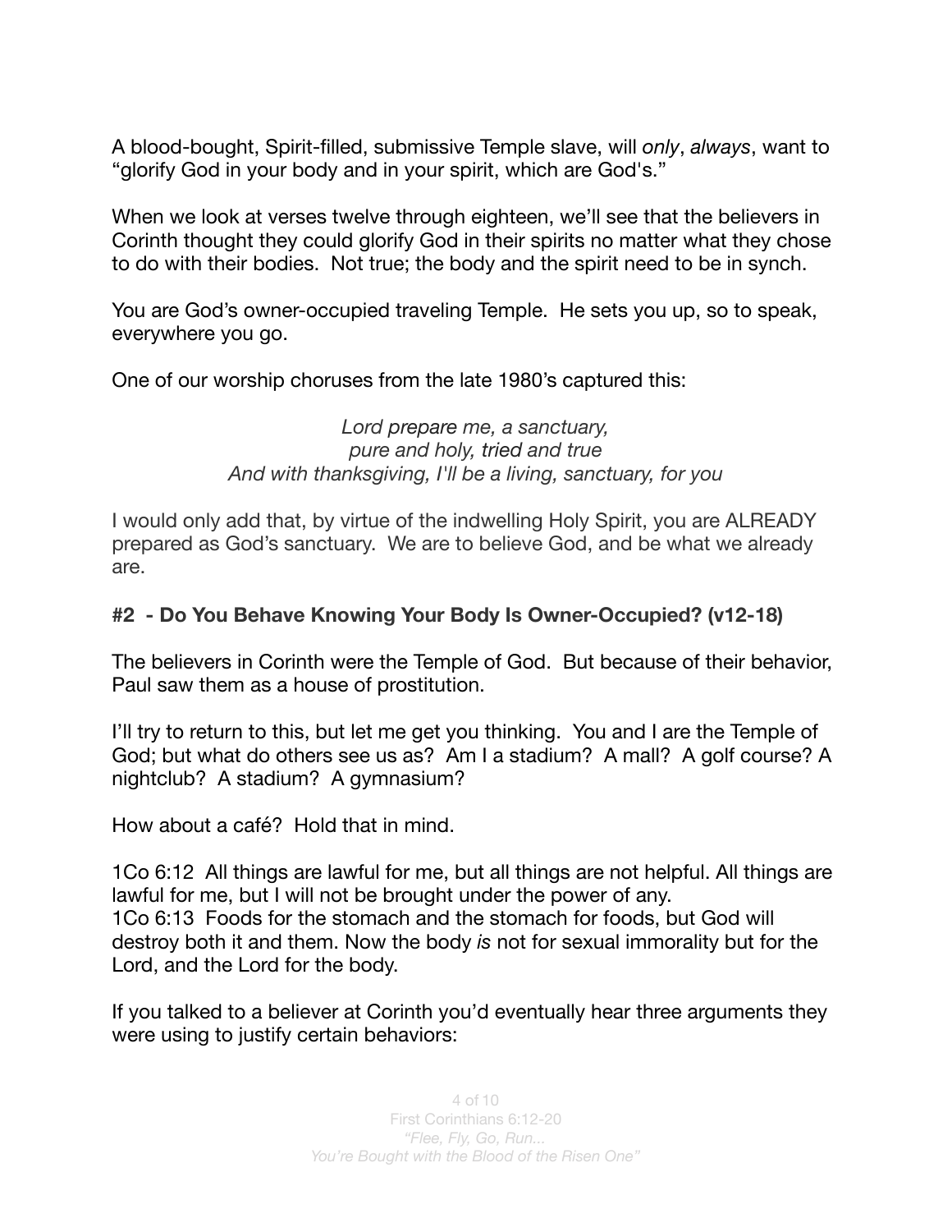A blood-bought, Spirit-filled, submissive Temple slave, will *only*, *always*, want to "glorify God in your body and in your spirit, which are God's."

When we look at verses twelve through eighteen, we'll see that the believers in Corinth thought they could glorify God in their spirits no matter what they chose to do with their bodies. Not true; the body and the spirit need to be in synch.

You are God's owner-occupied traveling Temple. He sets you up, so to speak, everywhere you go.

One of our worship choruses from the late 1980's captured this:

*Lord prepare me, a sanctuary,*
*pure and holy, tried and true*
*And with thanksgiving, I'll be a living, sanctuary, for you*

I would only add that, by virtue of the indwelling Holy Spirit, you are ALREADY prepared as God's sanctuary. We are to believe God, and be what we already are.

**#2 - Do You Behave Knowing Your Body Is Owner-Occupied? (v12-18)**

The believers in Corinth were the Temple of God. But because of their behavior, Paul saw them as a house of prostitution.

I'll try to return to this, but let me get you thinking. You and I are the Temple of God; but what do others see us as? Am I a stadium? A mall? A golf course? A nightclub? A stadium? A gymnasium?

How about a café? Hold that in mind.

1Co 6:12 All things are lawful for me, but all things are not helpful. All things are lawful for me, but I will not be brought under the power of any.
1Co 6:13 Foods for the stomach and the stomach for foods, but God will destroy both it and them. Now the body *is* not for sexual immorality but for the Lord, and the Lord for the body.

If you talked to a believer at Corinth you'd eventually hear three arguments they were using to justify certain behaviors: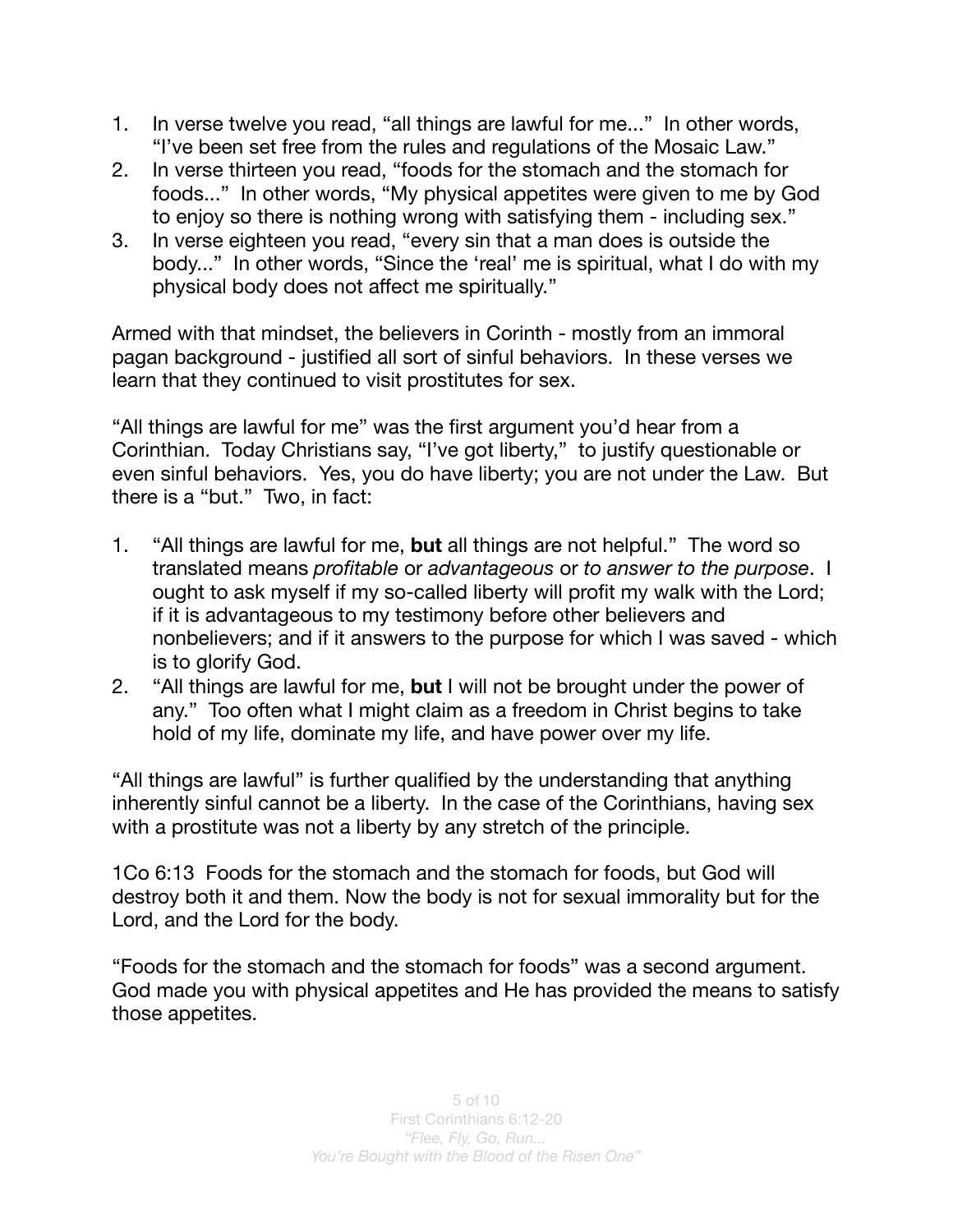1. In verse twelve you read, “all things are lawful for me...” In other words, “I’ve been set free from the rules and regulations of the Mosaic Law.”
2. In verse thirteen you read, “foods for the stomach and the stomach for foods...” In other words, “My physical appetites were given to me by God to enjoy so there is nothing wrong with satisfying them - including sex.”
3. In verse eighteen you read, “every sin that a man does is outside the body...” In other words, “Since the ‘real’ me is spiritual, what I do with my physical body does not affect me spiritually.”

Armed with that mindset, the believers in Corinth - mostly from an immoral pagan background - justified all sort of sinful behaviors. In these verses we learn that they continued to visit prostitutes for sex.

“All things are lawful for me” was the first argument you’d hear from a Corinthian. Today Christians say, “I’ve got liberty,” to justify questionable or even sinful behaviors. Yes, you do have liberty; you are not under the Law. But there is a “but.” Two, in fact:

1. “All things are lawful for me, **but** all things are not helpful.” The word so translated means *profitable* or *advantageous* or *to answer to the purpose*. I ought to ask myself if my so-called liberty will profit my walk with the Lord; if it is advantageous to my testimony before other believers and nonbelievers; and if it answers to the purpose for which I was saved - which is to glorify God.
2. “All things are lawful for me, **but** I will not be brought under the power of any.” Too often what I might claim as a freedom in Christ begins to take hold of my life, dominate my life, and have power over my life.

“All things are lawful” is further qualified by the understanding that anything inherently sinful cannot be a liberty. In the case of the Corinthians, having sex with a prostitute was not a liberty by any stretch of the principle.

1Co 6:13 Foods for the stomach and the stomach for foods, but God will destroy both it and them. Now the body is not for sexual immorality but for the Lord, and the Lord for the body.

“Foods for the stomach and the stomach for foods” was a second argument. God made you with physical appetites and He has provided the means to satisfy those appetites.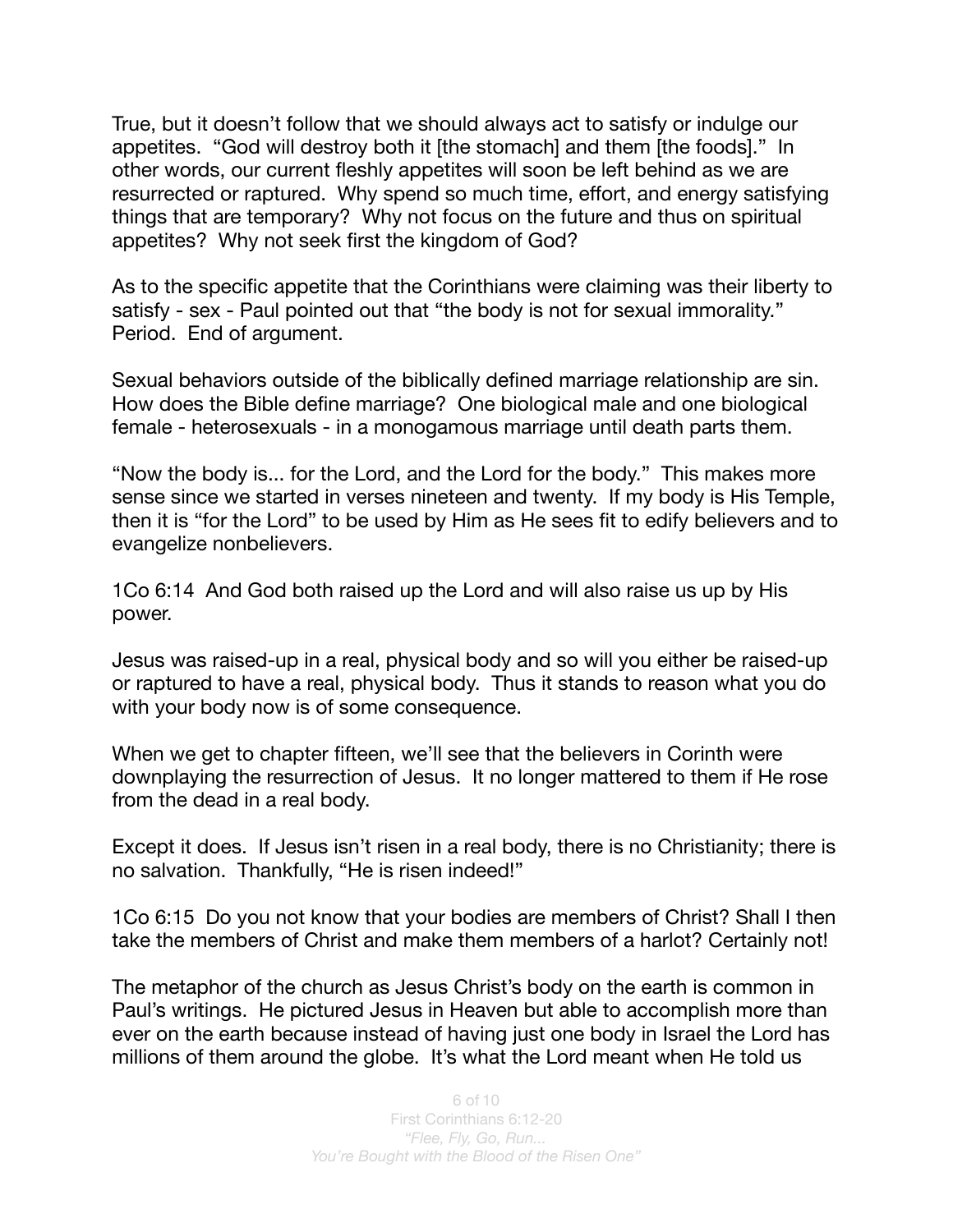True, but it doesn't follow that we should always act to satisfy or indulge our appetites. "God will destroy both it [the stomach] and them [the foods]." In other words, our current fleshly appetites will soon be left behind as we are resurrected or raptured. Why spend so much time, effort, and energy satisfying things that are temporary? Why not focus on the future and thus on spiritual appetites? Why not seek first the kingdom of God?

As to the specific appetite that the Corinthians were claiming was their liberty to satisfy - sex - Paul pointed out that "the body is not for sexual immorality." Period. End of argument.

Sexual behaviors outside of the biblically defined marriage relationship are sin. How does the Bible define marriage? One biological male and one biological female - heterosexuals - in a monogamous marriage until death parts them.

"Now the body is... for the Lord, and the Lord for the body." This makes more sense since we started in verses nineteen and twenty. If my body is His Temple, then it is "for the Lord" to be used by Him as He sees fit to edify believers and to evangelize nonbelievers.

1Co 6:14 And God both raised up the Lord and will also raise us up by His power.

Jesus was raised-up in a real, physical body and so will you either be raised-up or raptured to have a real, physical body. Thus it stands to reason what you do with your body now is of some consequence.

When we get to chapter fifteen, we'll see that the believers in Corinth were downplaying the resurrection of Jesus. It no longer mattered to them if He rose from the dead in a real body.

Except it does. If Jesus isn't risen in a real body, there is no Christianity; there is no salvation. Thankfully, "He is risen indeed!"

1Co 6:15 Do you not know that your bodies are members of Christ? Shall I then take the members of Christ and make them members of a harlot? Certainly not!

The metaphor of the church as Jesus Christ's body on the earth is common in Paul's writings. He pictured Jesus in Heaven but able to accomplish more than ever on the earth because instead of having just one body in Israel the Lord has millions of them around the globe. It's what the Lord meant when He told us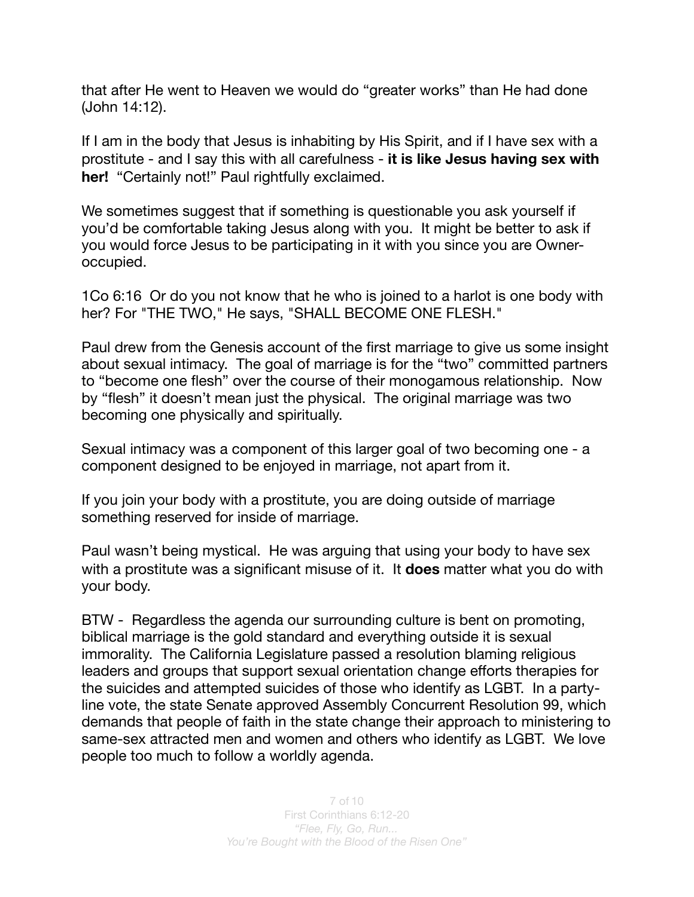that after He went to Heaven we would do "greater works" than He had done (John 14:12).

If I am in the body that Jesus is inhabiting by His Spirit, and if I have sex with a prostitute - and I say this with all carefulness - **it is like Jesus having sex with her!** "Certainly not!" Paul rightfully exclaimed.

We sometimes suggest that if something is questionable you ask yourself if you'd be comfortable taking Jesus along with you. It might be better to ask if you would force Jesus to be participating in it with you since you are Owner-occupied.

1Co 6:16 Or do you not know that he who is joined to a harlot is one body with her? For "THE TWO," He says, "SHALL BECOME ONE FLESH."

Paul drew from the Genesis account of the first marriage to give us some insight about sexual intimacy. The goal of marriage is for the "two" committed partners to "become one flesh" over the course of their monogamous relationship. Now by "flesh" it doesn't mean just the physical. The original marriage was two becoming one physically and spiritually.

Sexual intimacy was a component of this larger goal of two becoming one - a component designed to be enjoyed in marriage, not apart from it.

If you join your body with a prostitute, you are doing outside of marriage something reserved for inside of marriage.

Paul wasn't being mystical. He was arguing that using your body to have sex with a prostitute was a significant misuse of it. It **does** matter what you do with your body.

BTW - Regardless the agenda our surrounding culture is bent on promoting, biblical marriage is the gold standard and everything outside it is sexual immorality. The California Legislature passed a resolution blaming religious leaders and groups that support sexual orientation change efforts therapies for the suicides and attempted suicides of those who identify as LGBT. In a party-line vote, the state Senate approved Assembly Concurrent Resolution 99, which demands that people of faith in the state change their approach to ministering to same-sex attracted men and women and others who identify as LGBT. We love people too much to follow a worldly agenda.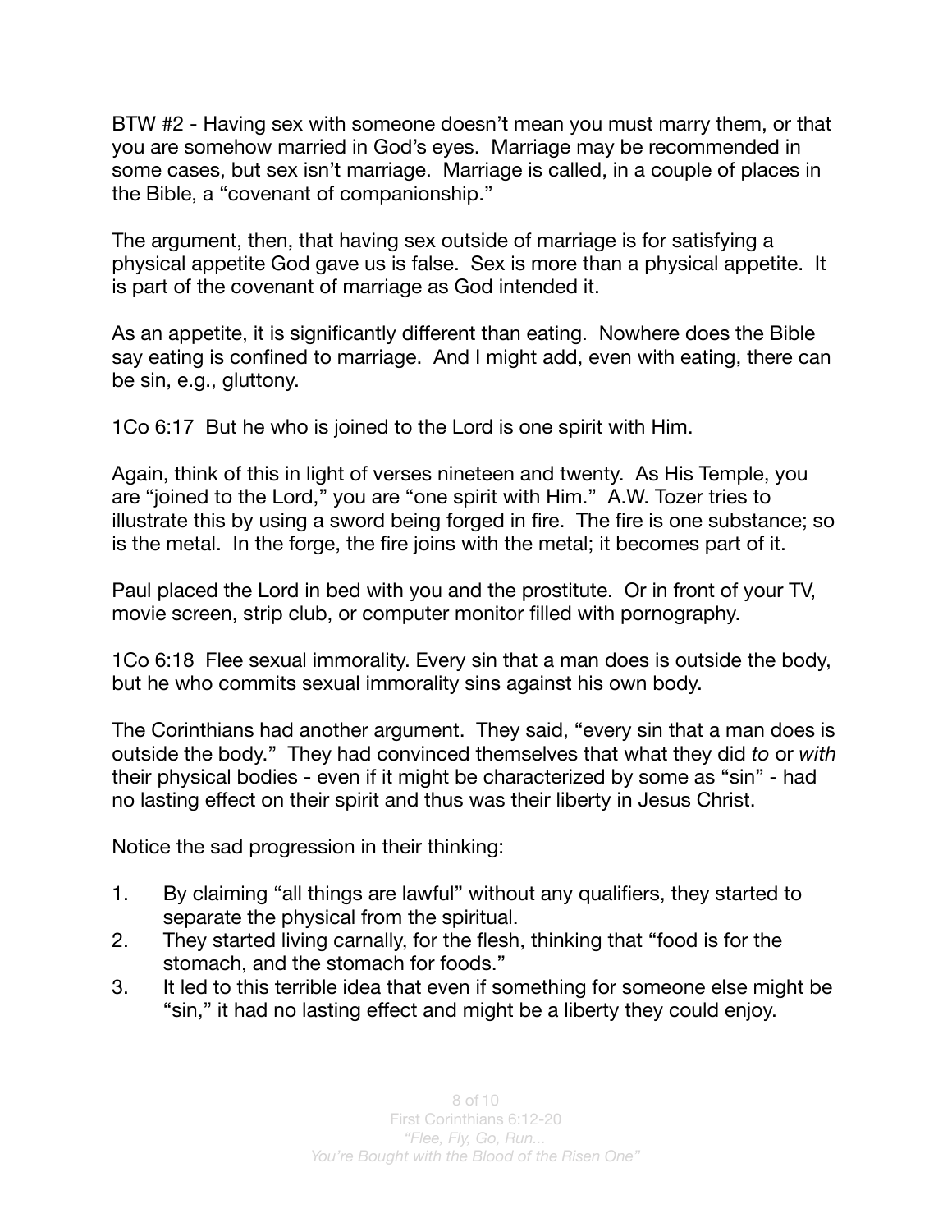BTW #2 - Having sex with someone doesn't mean you must marry them, or that you are somehow married in God's eyes. Marriage may be recommended in some cases, but sex isn't marriage. Marriage is called, in a couple of places in the Bible, a "covenant of companionship."

The argument, then, that having sex outside of marriage is for satisfying a physical appetite God gave us is false. Sex is more than a physical appetite. It is part of the covenant of marriage as God intended it.

As an appetite, it is significantly different than eating. Nowhere does the Bible say eating is confined to marriage. And I might add, even with eating, there can be sin, e.g., gluttony.

1Co 6:17 But he who is joined to the Lord is one spirit with Him.

Again, think of this in light of verses nineteen and twenty. As His Temple, you are "joined to the Lord," you are "one spirit with Him." A.W. Tozer tries to illustrate this by using a sword being forged in fire. The fire is one substance; so is the metal. In the forge, the fire joins with the metal; it becomes part of it.

Paul placed the Lord in bed with you and the prostitute. Or in front of your TV, movie screen, strip club, or computer monitor filled with pornography.

1Co 6:18 Flee sexual immorality. Every sin that a man does is outside the body, but he who commits sexual immorality sins against his own body.

The Corinthians had another argument. They said, "every sin that a man does is outside the body." They had convinced themselves that what they did *to* or *with* their physical bodies - even if it might be characterized by some as "sin" - had no lasting effect on their spirit and thus was their liberty in Jesus Christ.

Notice the sad progression in their thinking:

1. By claiming "all things are lawful" without any qualifiers, they started to separate the physical from the spiritual.
2. They started living carnally, for the flesh, thinking that "food is for the stomach, and the stomach for foods."
3. It led to this terrible idea that even if something for someone else might be "sin," it had no lasting effect and might be a liberty they could enjoy.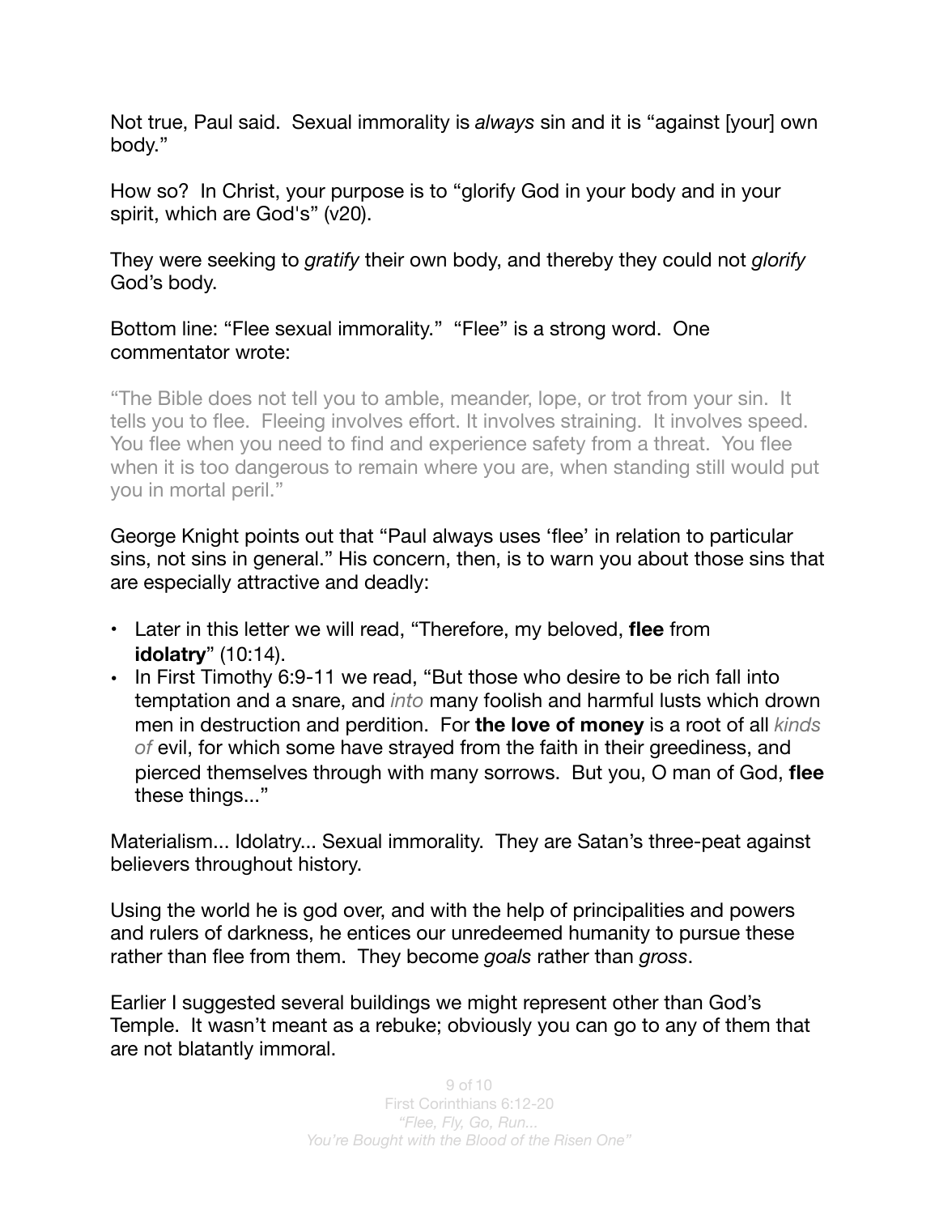Not true, Paul said. Sexual immorality is *always* sin and it is "against [your] own body."

How so? In Christ, your purpose is to "glorify God in your body and in your spirit, which are God's" (v20).

They were seeking to *gratify* their own body, and thereby they could not *glorify* God's body.

Bottom line: "Flee sexual immorality." "Flee" is a strong word. One commentator wrote:

> "The Bible does not tell you to amble, meander, lope, or trot from your sin. It tells you to flee. Fleeing involves effort. It involves straining. It involves speed. You flee when you need to find and experience safety from a threat. You flee when it is too dangerous to remain where you are, when standing still would put you in mortal peril."

George Knight points out that "Paul always uses 'flee' in relation to particular sins, not sins in general." His concern, then, is to warn you about those sins that are especially attractive and deadly:

- Later in this letter we will read, "Therefore, my beloved, **flee** from **idolatry**" (10:14).
- In First Timothy 6:9-11 we read, "But those who desire to be rich fall into temptation and a snare, and *into* many foolish and harmful lusts which drown men in destruction and perdition. For **the love of money** is a root of all *kinds of* evil, for which some have strayed from the faith in their greediness, and pierced themselves through with many sorrows. But you, O man of God, **flee** these things..."

Materialism... Idolatry... Sexual immorality. They are Satan's three-peat against believers throughout history.

Using the world he is god over, and with the help of principalities and powers and rulers of darkness, he entices our unredeemed humanity to pursue these rather than flee from them. They become *goals* rather than *gross*.

Earlier I suggested several buildings we might represent other than God's Temple. It wasn't meant as a rebuke; obviously you can go to any of them that are not blatantly immoral.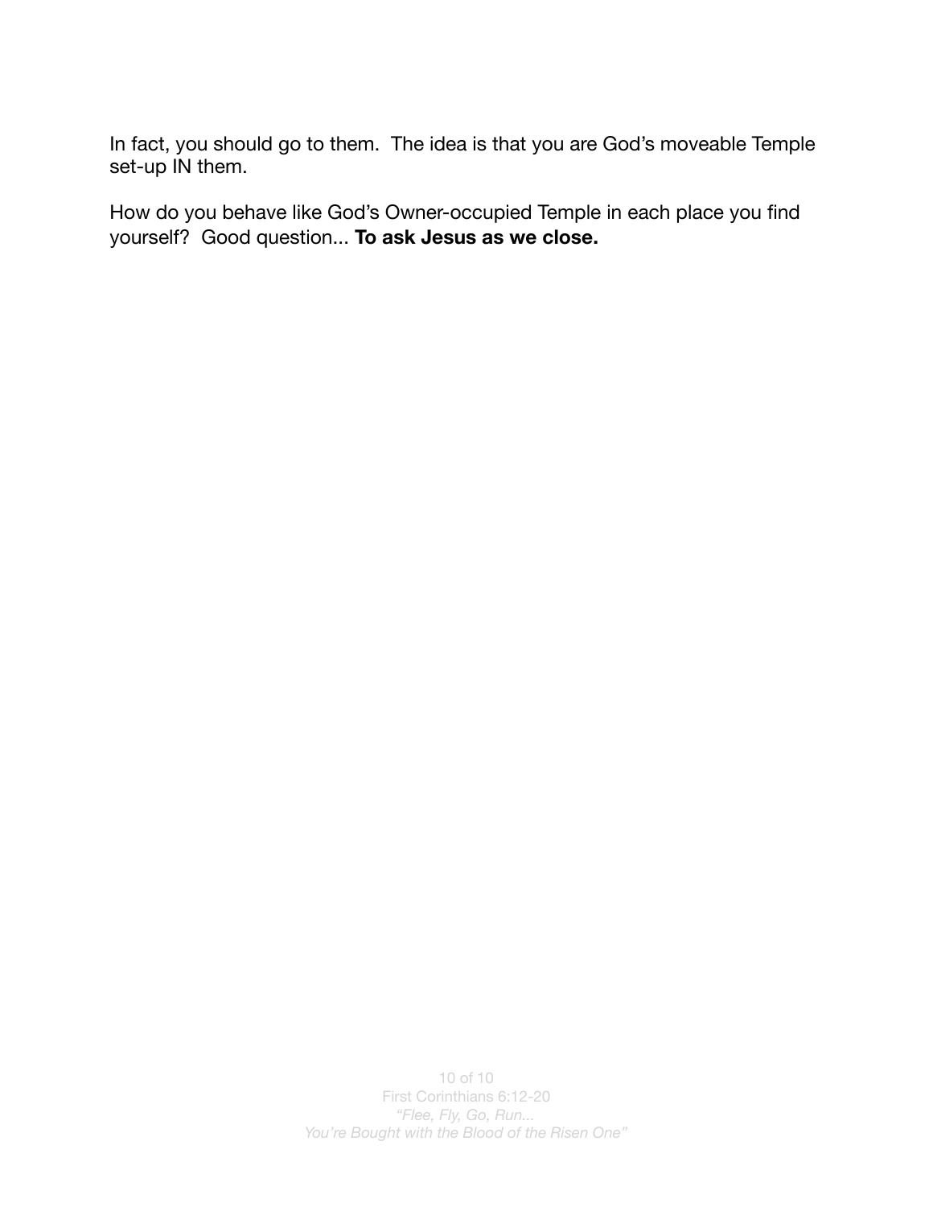In fact, you should go to them.  The idea is that you are God's moveable Temple set-up IN them.

How do you behave like God's Owner-occupied Temple in each place you find yourself?  Good question... **To ask Jesus as we close.**